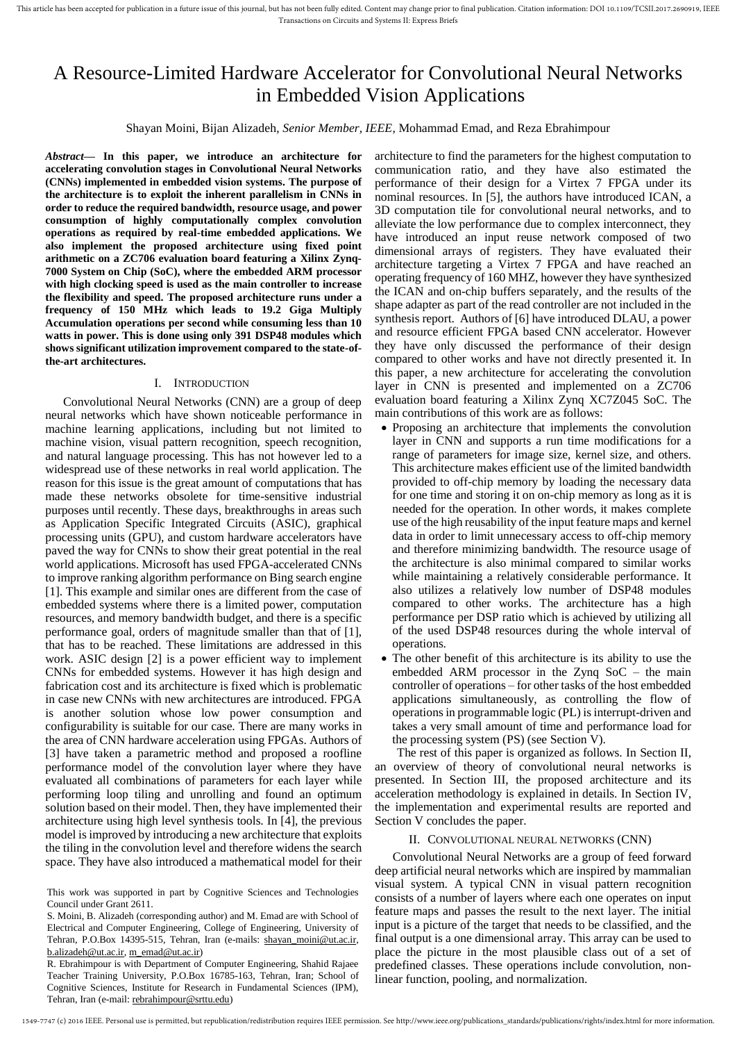# A Resource-Limited Hardware Accelerator for Convolutional Neural Networks in Embedded Vision Applications

Shayan Moini, Bijan Alizadeh, *Senior Member, IEEE*, Mohammad Emad, and Reza Ebrahimpour

***Abstract*— In this paper, we introduce an architecture for accelerating convolution stages in Convolutional Neural Networks (CNNs) implemented in embedded vision systems. The purpose of the architecture is to exploit the inherent parallelism in CNNs in order to reduce the required bandwidth, resource usage, and power consumption of highly computationally complex convolution operations as required by real-time embedded applications. We also implement the proposed architecture using fixed point arithmetic on a ZC706 evaluation board featuring a Xilinx Zynq-7000 System on Chip (SoC), where the embedded ARM processor with high clocking speed is used as the main controller to increase the flexibility and speed. The proposed architecture runs under a frequency of 150 MHz which leads to 19.2 Giga Multiply Accumulation operations per second while consuming less than 10 watts in power. This is done using only 391 DSP48 modules which shows significant utilization improvement compared to the state-of-the-art architectures.**

## I. Introduction

Convolutional Neural Networks (CNN) are a group of deep neural networks which have shown noticeable performance in machine learning applications, including but not limited to machine vision, visual pattern recognition, speech recognition, and natural language processing. This has not however led to a widespread use of these networks in real world application. The reason for this issue is the great amount of computations that has made these networks obsolete for time-sensitive industrial purposes until recently. These days, breakthroughs in areas such as Application Specific Integrated Circuits (ASIC), graphical processing units (GPU), and custom hardware accelerators have paved the way for CNNs to show their great potential in the real world applications. Microsoft has used FPGA-accelerated CNNs to improve ranking algorithm performance on Bing search engine [1]. This example and similar ones are different from the case of embedded systems where there is a limited power, computation resources, and memory bandwidth budget, and there is a specific performance goal, orders of magnitude smaller than that of [1], that has to be reached. These limitations are addressed in this work. ASIC design [2] is a power efficient way to implement CNNs for embedded systems. However it has high design and fabrication cost and its architecture is fixed which is problematic in case new CNNs with new architectures are introduced. FPGA is another solution whose low power consumption and configurability is suitable for our case. There are many works in the area of CNN hardware acceleration using FPGAs. Authors of [3] have taken a parametric method and proposed a roofline performance model of the convolution layer where they have evaluated all combinations of parameters for each layer while performing loop tiling and unrolling and found an optimum solution based on their model. Then, they have implemented their architecture using high level synthesis tools. In [4], the previous model is improved by introducing a new architecture that exploits the tiling in the convolution level and therefore widens the search space. They have also introduced a mathematical model for their architecture to find the parameters for the highest computation to communication ratio, and they have also estimated the performance of their design for a Virtex 7 FPGA under its nominal resources. In [5], the authors have introduced ICAN, a 3D computation tile for convolutional neural networks, and to alleviate the low performance due to complex interconnect, they have introduced an input reuse network composed of two dimensional arrays of registers. They have evaluated their architecture targeting a Virtex 7 FPGA and have reached an operating frequency of 160 MHZ, however they have synthesized the ICAN and on-chip buffers separately, and the results of the shape adapter as part of the read controller are not included in the synthesis report. Authors of [6] have introduced DLAU, a power and resource efficient FPGA based CNN accelerator. However they have only discussed the performance of their design compared to other works and have not directly presented it. In this paper, a new architecture for accelerating the convolution layer in CNN is presented and implemented on a ZC706 evaluation board featuring a Xilinx Zynq XC7Z045 SoC. The main contributions of this work are as follows:

- Proposing an architecture that implements the convolution layer in CNN and supports a run time modifications for a range of parameters for image size, kernel size, and others. This architecture makes efficient use of the limited bandwidth provided to off-chip memory by loading the necessary data for one time and storing it on on-chip memory as long as it is needed for the operation. In other words, it makes complete use of the high reusability of the input feature maps and kernel data in order to limit unnecessary access to off-chip memory and therefore minimizing bandwidth. The resource usage of the architecture is also minimal compared to similar works while maintaining a relatively considerable performance. It also utilizes a relatively low number of DSP48 modules compared to other works. The architecture has a high performance per DSP ratio which is achieved by utilizing all of the used DSP48 resources during the whole interval of operations.
- The other benefit of this architecture is its ability to use the embedded ARM processor in the Zynq SoC – the main controller of operations – for other tasks of the host embedded applications simultaneously, as controlling the flow of operations in programmable logic (PL) is interrupt-driven and takes a very small amount of time and performance load for the processing system (PS) (see Section V).

The rest of this paper is organized as follows. In Section II, an overview of theory of convolutional neural networks is presented. In Section III, the proposed architecture and its acceleration methodology is explained in details. In Section IV, the implementation and experimental results are reported and Section V concludes the paper.

## II. Convolutional neural networks (CNN)

Convolutional Neural Networks are a group of feed forward deep artificial neural networks which are inspired by mammalian visual system. A typical CNN in visual pattern recognition consists of a number of layers where each one operates on input feature maps and passes the result to the next layer. The initial input is a picture of the target that needs to be classified, and the final output is a one dimensional array. This array can be used to place the picture in the most plausible class out of a set of predefined classes. These operations include convolution, non-linear function, pooling, and normalization.

This work was supported in part by Cognitive Sciences and Technologies Council under Grant 2611.

S. Moini, B. Alizadeh (corresponding author) and M. Emad are with School of Electrical and Computer Engineering, College of Engineering, University of Tehran, P.O.Box 14395-515, Tehran, Iran (e-mails: shayan_moini@ut.ac.ir, b.alizadeh@ut.ac.ir, m_emad@ut.ac.ir)

R. Ebrahimpour is with Department of Computer Engineering, Shahid Rajaee Teacher Training University, P.O.Box 16785-163, Tehran, Iran; School of Cognitive Sciences, Institute for Research in Fundamental Sciences (IPM), Tehran, Iran (e-mail: rebrahimpour@srttu.edu)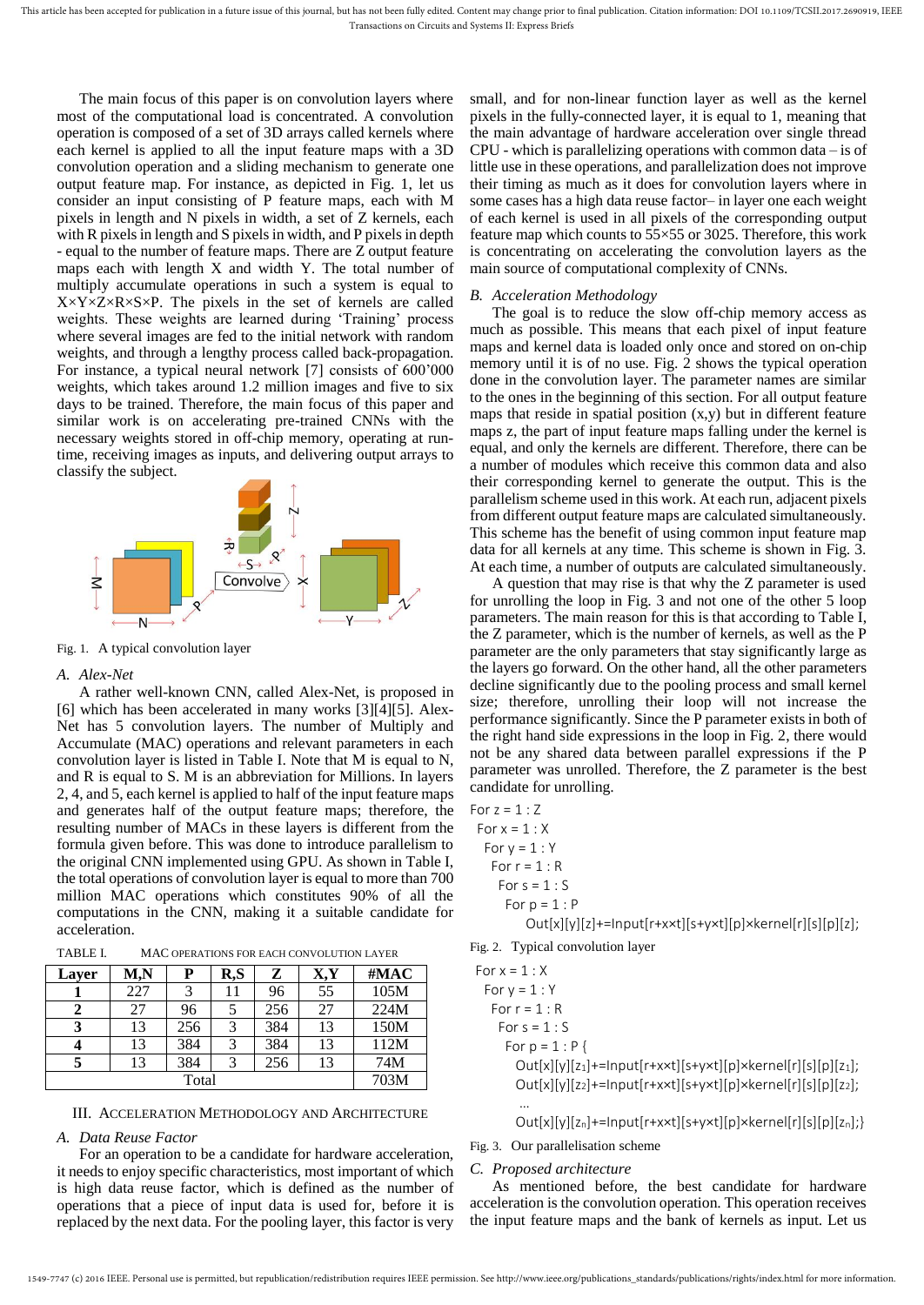The main focus of this paper is on convolution layers where most of the computational load is concentrated. A convolution operation is composed of a set of 3D arrays called kernels where each kernel is applied to all the input feature maps with a 3D convolution operation and a sliding mechanism to generate one output feature map. For instance, as depicted in Fig. 1, let us consider an input consisting of P feature maps, each with M pixels in length and N pixels in width, a set of Z kernels, each with R pixels in length and S pixels in width, and P pixels in depth - equal to the number of feature maps. There are Z output feature maps each with length X and width Y. The total number of multiply accumulate operations in such a system is equal to X×Y×Z×R×S×P. The pixels in the set of kernels are called weights. These weights are learned during 'Training' process where several images are fed to the initial network with random weights, and through a lengthy process called back-propagation. For instance, a typical neural network [7] consists of 600'000 weights, which takes around 1.2 million images and five to six days to be trained. Therefore, the main focus of this paper and similar work is on accelerating pre-trained CNNs with the necessary weights stored in off-chip memory, operating at run-time, receiving images as inputs, and delivering output arrays to classify the subject.

Fig. 1. A typical convolution layer

### A. Alex-Net

A rather well-known CNN, called Alex-Net, is proposed in [6] which has been accelerated in many works [3][4][5]. Alex-Net has 5 convolution layers. The number of Multiply and Accumulate (MAC) operations and relevant parameters in each convolution layer is listed in Table I. Note that M is equal to N, and R is equal to S. M is an abbreviation for Millions. In layers 2, 4, and 5, each kernel is applied to half of the input feature maps and generates half of the output feature maps; therefore, the resulting number of MACs in these layers is different from the formula given before. This was done to introduce parallelism to the original CNN implemented using GPU. As shown in Table I, the total operations of convolution layer is equal to more than 700 million MAC operations which constitutes 90% of all the computations in the CNN, making it a suitable candidate for acceleration.

TABLE I. MAC OPERATIONS FOR EACH CONVOLUTION LAYER

| Layer | M,N | P | R,S | Z | X,Y | #MAC |
|---|---|---|---|---|---|---|
| 1 | 227 | 3 | 11 | 96 | 55 | 105M |
| 2 | 27 | 96 | 5 | 256 | 27 | 224M |
| 3 | 13 | 256 | 3 | 384 | 13 | 150M |
| 4 | 13 | 384 | 3 | 384 | 13 | 112M |
| 5 | 13 | 384 | 3 | 256 | 13 | 74M |
| Total | | | | | | 703M |

## III. ACCELERATION METHODOLOGY AND ARCHITECTURE

### A. Data Reuse Factor

For an operation to be a candidate for hardware acceleration, it needs to enjoy specific characteristics, most important of which is high data reuse factor, which is defined as the number of operations that a piece of input data is used for, before it is replaced by the next data. For the pooling layer, this factor is very small, and for non-linear function layer as well as the kernel pixels in the fully-connected layer, it is equal to 1, meaning that the main advantage of hardware acceleration over single thread CPU - which is parallelizing operations with common data – is of little use in these operations, and parallelization does not improve their timing as much as it does for convolution layers where in some cases has a high data reuse factor– in layer one each weight of each kernel is used in all pixels of the corresponding output feature map which counts to 55×55 or 3025. Therefore, this work is concentrating on accelerating the convolution layers as the main source of computational complexity of CNNs.

### B. Acceleration Methodology

The goal is to reduce the slow off-chip memory access as much as possible. This means that each pixel of input feature maps and kernel data is loaded only once and stored on on-chip memory until it is of no use. Fig. 2 shows the typical operation done in the convolution layer. The parameter names are similar to the ones in the beginning of this section. For all output feature maps that reside in spatial position (x,y) but in different feature maps z, the part of input feature maps falling under the kernel is equal, and only the kernels are different. Therefore, there can be a number of modules which receive this common data and also their corresponding kernel to generate the output. This is the parallelism scheme used in this work. At each run, adjacent pixels from different output feature maps are calculated simultaneously. This scheme has the benefit of using common input feature map data for all kernels at any time. This scheme is shown in Fig. 3. At each time, a number of outputs are calculated simultaneously.

A question that may rise is that why the Z parameter is used for unrolling the loop in Fig. 3 and not one of the other 5 loop parameters. The main reason for this is that according to Table I, the Z parameter, which is the number of kernels, as well as the P parameter are the only parameters that stay significantly large as the layers go forward. On the other hand, all the other parameters decline significantly due to the pooling process and small kernel size; therefore, unrolling their loop will not increase the performance significantly. Since the P parameter exists in both of the right hand side expressions in the loop in Fig. 2, there would not be any shared data between parallel expressions if the P parameter was unrolled. Therefore, the Z parameter is the best candidate for unrolling.

```
For z = 1 : Z
 For x = 1 : X
  For y = 1 : Y
   For r = 1 : R
    For s = 1 : S
     For p = 1 : P
        Out[x][y][z]+=Input[r+x×t][s+y×t][p]×kernel[r][s][p][z];
```

Fig. 2. Typical convolution layer

```
For x = 1 : X
 For y = 1 : Y
  For r = 1 : R
   For s = 1 : S
    For p = 1 : P {
      Out[x][y][z1]+=Input[r+x×t][s+y×t][p]×kernel[r][s][p][z1];
      Out[x][y][z2]+=Input[r+x×t][s+y×t][p]×kernel[r][s][p][z2];
      …
      Out[x][y][zn]+=Input[r+x×t][s+y×t][p]×kernel[r][s][p][zn];}
```

Fig. 3. Our parallelisation scheme

### C. Proposed architecture

As mentioned before, the best candidate for hardware acceleration is the convolution operation. This operation receives the input feature maps and the bank of kernels as input. Let us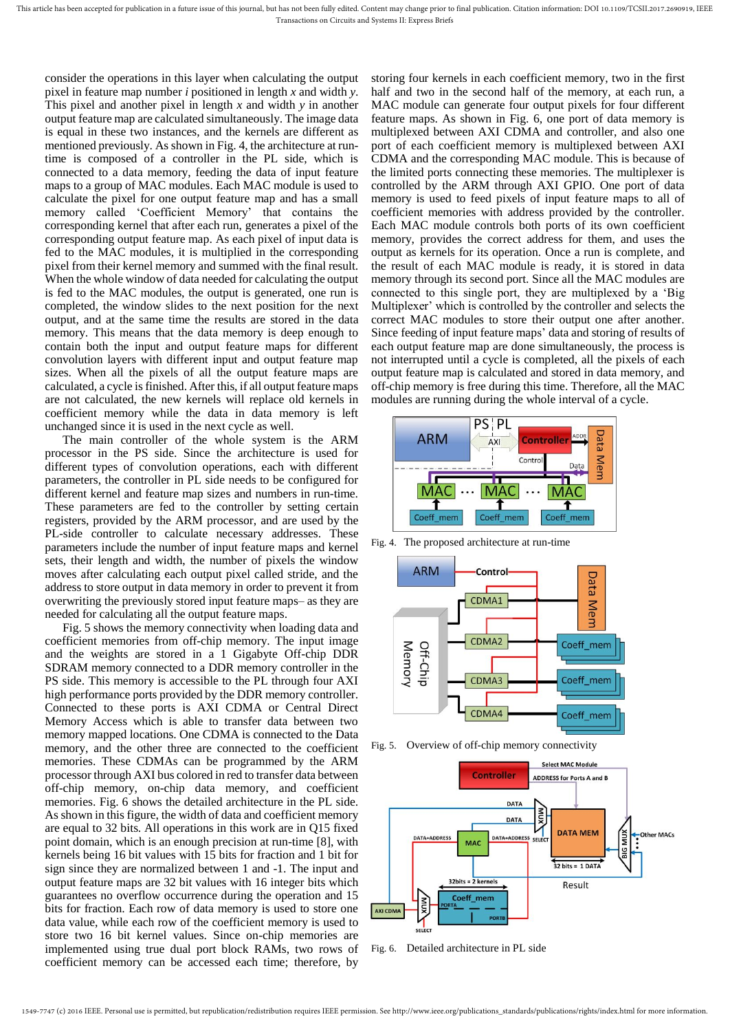consider the operations in this layer when calculating the output pixel in feature map number *i* positioned in length *x* and width *y*. This pixel and another pixel in length *x* and width *y* in another output feature map are calculated simultaneously. The image data is equal in these two instances, and the kernels are different as mentioned previously. As shown in Fig. 4, the architecture at run-time is composed of a controller in the PL side, which is connected to a data memory, feeding the data of input feature maps to a group of MAC modules. Each MAC module is used to calculate the pixel for one output feature map and has a small memory called 'Coefficient Memory' that contains the corresponding kernel that after each run, generates a pixel of the corresponding output feature map. As each pixel of input data is fed to the MAC modules, it is multiplied in the corresponding pixel from their kernel memory and summed with the final result. When the whole window of data needed for calculating the output is fed to the MAC modules, the output is generated, one run is completed, the window slides to the next position for the next output, and at the same time the results are stored in the data memory. This means that the data memory is deep enough to contain both the input and output feature maps for different convolution layers with different input and output feature map sizes. When all the pixels of all the output feature maps are calculated, a cycle is finished. After this, if all output feature maps are not calculated, the new kernels will replace old kernels in coefficient memory while the data in data memory is left unchanged since it is used in the next cycle as well.

The main controller of the whole system is the ARM processor in the PS side. Since the architecture is used for different types of convolution operations, each with different parameters, the controller in PL side needs to be configured for different kernel and feature map sizes and numbers in run-time. These parameters are fed to the controller by setting certain registers, provided by the ARM processor, and are used by the PL-side controller to calculate necessary addresses. These parameters include the number of input feature maps and kernel sets, their length and width, the number of pixels the window moves after calculating each output pixel called stride, and the address to store output in data memory in order to prevent it from overwriting the previously stored input feature maps– as they are needed for calculating all the output feature maps.

Fig. 5 shows the memory connectivity when loading data and coefficient memories from off-chip memory. The input image and the weights are stored in a 1 Gigabyte Off-chip DDR SDRAM memory connected to a DDR memory controller in the PS side. This memory is accessible to the PL through four AXI high performance ports provided by the DDR memory controller. Connected to these ports is AXI CDMA or Central Direct Memory Access which is able to transfer data between two memory mapped locations. One CDMA is connected to the Data memory, and the other three are connected to the coefficient memories. These CDMAs can be programmed by the ARM processor through AXI bus colored in red to transfer data between off-chip memory, on-chip data memory, and coefficient memories. Fig. 6 shows the detailed architecture in the PL side. As shown in this figure, the width of data and coefficient memory are equal to 32 bits. All operations in this work are in Q15 fixed point domain, which is an enough precision at run-time [8], with kernels being 16 bit values with 15 bits for fraction and 1 bit for sign since they are normalized between 1 and -1. The input and output feature maps are 32 bit values with 16 integer bits which guarantees no overflow occurrence during the operation and 15 bits for fraction. Each row of data memory is used to store one data value, while each row of the coefficient memory is used to store two 16 bit kernel values. Since on-chip memories are implemented using true dual port block RAMs, two rows of coefficient memory can be accessed each time; therefore, by storing four kernels in each coefficient memory, two in the first half and two in the second half of the memory, at each run, a MAC module can generate four output pixels for four different feature maps. As shown in Fig. 6, one port of data memory is multiplexed between AXI CDMA and controller, and also one port of each coefficient memory is multiplexed between AXI CDMA and the corresponding MAC module. This is because of the limited ports connecting these memories. The multiplexer is controlled by the ARM through AXI GPIO. One port of data memory is used to feed pixels of input feature maps to all of coefficient memories with address provided by the controller. Each MAC module controls both ports of its own coefficient memory, provides the correct address for them, and uses the output as kernels for its operation. Once a run is complete, and the result of each MAC module is ready, it is stored in data memory through its second port. Since all the MAC modules are connected to this single port, they are multiplexed by a 'Big Multiplexer' which is controlled by the controller and selects the correct MAC modules to store their output one after another. Since feeding of input feature maps' data and storing of results of each output feature map are done simultaneously, the process is not interrupted until a cycle is completed, all the pixels of each output feature map is calculated and stored in data memory, and off-chip memory is free during this time. Therefore, all the MAC modules are running during the whole interval of a cycle.

Fig. 4. The proposed architecture at run-time

Fig. 5. Overview of off-chip memory connectivity

Fig. 6. Detailed architecture in PL side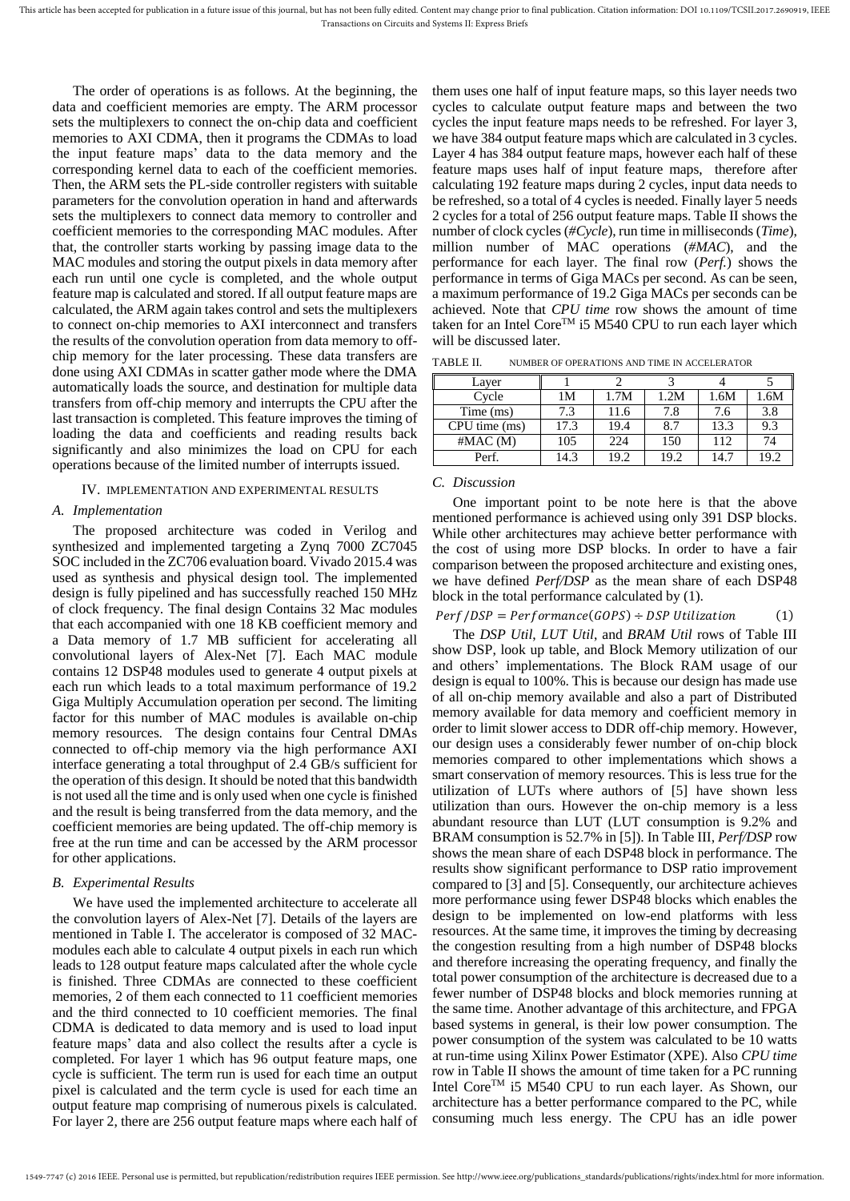The order of operations is as follows. At the beginning, the data and coefficient memories are empty. The ARM processor sets the multiplexers to connect the on-chip data and coefficient memories to AXI CDMA, then it programs the CDMAs to load the input feature maps' data to the data memory and the corresponding kernel data to each of the coefficient memories. Then, the ARM sets the PL-side controller registers with suitable parameters for the convolution operation in hand and afterwards sets the multiplexers to connect data memory to controller and coefficient memories to the corresponding MAC modules. After that, the controller starts working by passing image data to the MAC modules and storing the output pixels in data memory after each run until one cycle is completed, and the whole output feature map is calculated and stored. If all output feature maps are calculated, the ARM again takes control and sets the multiplexers to connect on-chip memories to AXI interconnect and transfers the results of the convolution operation from data memory to off-chip memory for the later processing. These data transfers are done using AXI CDMAs in scatter gather mode where the DMA automatically loads the source, and destination for multiple data transfers from off-chip memory and interrupts the CPU after the last transaction is completed. This feature improves the timing of loading the data and coefficients and reading results back significantly and also minimizes the load on CPU for each operations because of the limited number of interrupts issued.

## IV. Implementation and Experimental Results

### A. Implementation

The proposed architecture was coded in Verilog and synthesized and implemented targeting a Zynq 7000 ZC7045 SOC included in the ZC706 evaluation board. Vivado 2015.4 was used as synthesis and physical design tool. The implemented design is fully pipelined and has successfully reached 150 MHz of clock frequency. The final design Contains 32 Mac modules that each accompanied with one 18 KB coefficient memory and a Data memory of 1.7 MB sufficient for accelerating all convolutional layers of Alex-Net [7]. Each MAC module contains 12 DSP48 modules used to generate 4 output pixels at each run which leads to a total maximum performance of 19.2 Giga Multiply Accumulation operation per second. The limiting factor for this number of MAC modules is available on-chip memory resources. The design contains four Central DMAs connected to off-chip memory via the high performance AXI interface generating a total throughput of 2.4 GB/s sufficient for the operation of this design. It should be noted that this bandwidth is not used all the time and is only used when one cycle is finished and the result is being transferred from the data memory, and the coefficient memories are being updated. The off-chip memory is free at the run time and can be accessed by the ARM processor for other applications.

### B. Experimental Results

We have used the implemented architecture to accelerate all the convolution layers of Alex-Net [7]. Details of the layers are mentioned in Table I. The accelerator is composed of 32 MAC-modules each able to calculate 4 output pixels in each run which leads to 128 output feature maps calculated after the whole cycle is finished. Three CDMAs are connected to these coefficient memories, 2 of them each connected to 11 coefficient memories and the third connected to 10 coefficient memories. The final CDMA is dedicated to data memory and is used to load input feature maps' data and also collect the results after a cycle is completed. For layer 1 which has 96 output feature maps, one cycle is sufficient. The term run is used for each time an output pixel is calculated and the term cycle is used for each time an output feature map comprising of numerous pixels is calculated. For layer 2, there are 256 output feature maps where each half of them uses one half of input feature maps, so this layer needs two cycles to calculate output feature maps and between the two cycles the input feature maps needs to be refreshed. For layer 3, we have 384 output feature maps which are calculated in 3 cycles. Layer 4 has 384 output feature maps, however each half of these feature maps uses half of input feature maps, therefore after calculating 192 feature maps during 2 cycles, input data needs to be refreshed, so a total of 4 cycles is needed. Finally layer 5 needs 2 cycles for a total of 256 output feature maps. Table II shows the number of clock cycles (*#Cycle*), run time in milliseconds (*Time*), million number of MAC operations (*#MAC*), and the performance for each layer. The final row (*Perf.*) shows the performance in terms of Giga MACs per second. As can be seen, a maximum performance of 19.2 Giga MACs per seconds can be achieved. Note that *CPU time* row shows the amount of time taken for an Intel Core™ i5 M540 CPU to run each layer which will be discussed later.

TABLE II. Number of Operations and Time in Accelerator

| Layer | 1 | 2 | 3 | 4 | 5 |
|---|---|---|---|---|---|
| Cycle | 1M | 1.7M | 1.2M | 1.6M | 1.6M |
| Time (ms) | 7.3 | 11.6 | 7.8 | 7.6 | 3.8 |
| CPU time (ms) | 17.3 | 19.4 | 8.7 | 13.3 | 9.3 |
| #MAC (M) | 105 | 224 | 150 | 112 | 74 |
| Perf. | 14.3 | 19.2 | 19.2 | 14.7 | 19.2 |

### C. Discussion

One important point to be note here is that the above mentioned performance is achieved using only 391 DSP blocks. While other architectures may achieve better performance with the cost of using more DSP blocks. In order to have a fair comparison between the proposed architecture and existing ones, we have defined *Perf/DSP* as the mean share of each DSP48 block in the total performance calculated by (1).

$$Perf/DSP = Performance(GOPS) \div DSP\ Utilization \qquad (1)$$

The *DSP Util*, *LUT Util*, and *BRAM Util* rows of Table III show DSP, look up table, and Block Memory utilization of our and others' implementations. The Block RAM usage of our design is equal to 100%. This is because our design has made use of all on-chip memory available and also a part of Distributed memory available for data memory and coefficient memory in order to limit slower access to DDR off-chip memory. However, our design uses a considerably fewer number of on-chip block memories compared to other implementations which shows a smart conservation of memory resources. This is less true for the utilization of LUTs where authors of [5] have shown less utilization than ours. However the on-chip memory is a less abundant resource than LUT (LUT consumption is 9.2% and BRAM consumption is 52.7% in [5]). In Table III, *Perf/DSP* row shows the mean share of each DSP48 block in performance. The results show significant performance to DSP ratio improvement compared to [3] and [5]. Consequently, our architecture achieves more performance using fewer DSP48 blocks which enables the design to be implemented on low-end platforms with less resources. At the same time, it improves the timing by decreasing the congestion resulting from a high number of DSP48 blocks and therefore increasing the operating frequency, and finally the total power consumption of the architecture is decreased due to a fewer number of DSP48 blocks and block memories running at the same time. Another advantage of this architecture, and FPGA based systems in general, is their low power consumption. The power consumption of the system was calculated to be 10 watts at run-time using Xilinx Power Estimator (XPE). Also *CPU time* row in Table II shows the amount of time taken for a PC running Intel Core™ i5 M540 CPU to run each layer. As Shown, our architecture has a better performance compared to the PC, while consuming much less energy. The CPU has an idle power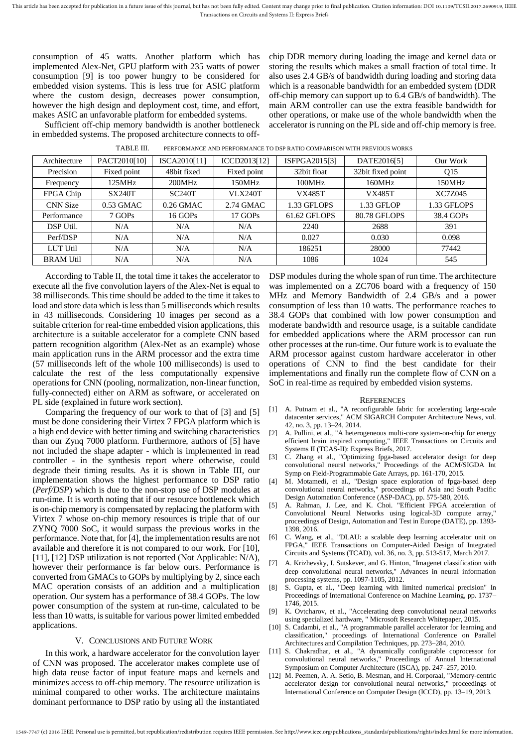consumption of 45 watts. Another platform which has implemented Alex-Net, GPU platform with 235 watts of power consumption [9] is too power hungry to be considered for embedded vision systems. This is less true for ASIC platform where the custom design, decreases power consumption, however the high design and deployment cost, time, and effort, makes ASIC an unfavorable platform for embedded systems.

Sufficient off-chip memory bandwidth is another bottleneck in embedded systems. The proposed architecture connects to off-chip DDR memory during loading the image and kernel data or storing the results which makes a small fraction of total time. It also uses 2.4 GB/s of bandwidth during loading and storing data which is a reasonable bandwidth for an embedded system (DDR off-chip memory can support up to 6.4 GB/s of bandwidth). The main ARM controller can use the extra feasible bandwidth for other operations, or make use of the whole bandwidth when the accelerator is running on the PL side and off-chip memory is free.

TABLE III. PERFORMANCE AND PERFORMANCE TO DSP RATIO COMPARISON WITH PREVIOUS WORKS

| Architecture | PACT2010[10] | ISCA2010[11] | ICCD2013[12] | ISFPGA2015[3] | DATE2016[5] | Our Work |
|---|---|---|---|---|---|---|
| Precision | Fixed point | 48bit fixed | Fixed point | 32bit float | 32bit fixed point | Q15 |
| Frequency | 125MHz | 200MHz | 150MHz | 100MHz | 160MHz | 150MHz |
| FPGA Chip | SX240T | SC240T | VLX240T | VX485T | VX485T | XC7Z045 |
| CNN Size | 0.53 GMAC | 0.26 GMAC | 2.74 GMAC | 1.33 GFLOPS | 1.33 GFLOP | 1.33 GFLOPS |
| Performance | 7 GOPs | 16 GOPs | 17 GOPs | 61.62 GFLOPS | 80.78 GFLOPS | 38.4 GOPs |
| DSP Util. | N/A | N/A | N/A | 2240 | 2688 | 391 |
| Perf/DSP | N/A | N/A | N/A | 0.027 | 0.030 | 0.098 |
| LUT Util | N/A | N/A | N/A | 186251 | 28000 | 77442 |
| BRAM Util | N/A | N/A | N/A | 1086 | 1024 | 545 |

According to Table II, the total time it takes the accelerator to execute all the five convolution layers of the Alex-Net is equal to 38 milliseconds. This time should be added to the time it takes to load and store data which is less than 5 milliseconds which results in 43 milliseconds. Considering 10 images per second as a suitable criterion for real-time embedded vision applications, this architecture is a suitable accelerator for a complete CNN based pattern recognition algorithm (Alex-Net as an example) whose main application runs in the ARM processor and the extra time (57 milliseconds left of the whole 100 milliseconds) is used to calculate the rest of the less computationally expensive operations for CNN (pooling, normalization, non-linear function, fully-connected) either on ARM as software, or accelerated on PL side (explained in future work section).

Comparing the frequency of our work to that of [3] and [5] must be done considering their Virtex 7 FPGA platform which is a high end device with better timing and switching characteristics than our Zynq 7000 platform. Furthermore, authors of [5] have not included the shape adapter - which is implemented in read controller - in the synthesis report where otherwise, could degrade their timing results. As it is shown in Table III, our implementation shows the highest performance to DSP ratio (*Perf/DSP*) which is due to the non-stop use of DSP modules at run-time. It is worth noting that if our resource bottleneck which is on-chip memory is compensated by replacing the platform with Virtex 7 whose on-chip memory resources is triple that of our ZYNQ 7000 SoC, it would surpass the previous works in the performance. Note that, for [4], the implementation results are not available and therefore it is not compared to our work. For [10], [11], [12] DSP utilization is not reported (Not Applicable: N/A), however their performance is far below ours. Performance is converted from GMACs to GOPs by multiplying by 2, since each MAC operation consists of an addition and a multiplication operation. Our system has a performance of 38.4 GOPs. The low power consumption of the system at run-time, calculated to be less than 10 watts, is suitable for various power limited embedded applications.

## V. Conclusions and Future Work

In this work, a hardware accelerator for the convolution layer of CNN was proposed. The accelerator makes complete use of high data reuse factor of input feature maps and kernels and minimizes access to off-chip memory. The resource utilization is minimal compared to other works. The architecture maintains dominant performance to DSP ratio by using all the instantiated DSP modules during the whole span of run time. The architecture was implemented on a ZC706 board with a frequency of 150 MHz and Memory Bandwidth of 2.4 GB/s and a power consumption of less than 10 watts. The performance reaches to 38.4 GOPs that combined with low power consumption and moderate bandwidth and resource usage, is a suitable candidate for embedded applications where the ARM processor can run other processes at the run-time. Our future work is to evaluate the ARM processor against custom hardware accelerator in other operations of CNN to find the best candidate for their implementations and finally run the complete flow of CNN on a SoC in real-time as required by embedded vision systems.

## References

[1] A. Putnam et al., "A reconfigurable fabric for accelerating large-scale datacenter services," ACM SIGARCH Computer Architecture News, vol. 42, no. 3, pp. 13–24, 2014.

[2] A. Pullini, et al., "A heterogeneous multi-core system-on-chip for energy efficient brain inspired computing," IEEE Transactions on Circuits and Systems II (TCAS-II): Express Briefs, 2017.

[3] C. Zhang et al., "Optimizing fpga-based accelerator design for deep convolutional neural networks," Proceedings of the ACM/SIGDA Int Symp on Field-Programmable Gate Arrays, pp. 161-170, 2015.

[4] M. Motamedi, et al., "Design space exploration of fpga-based deep convolutional neural networks," proceedings of Asia and South Pacific Design Automation Conference (ASP-DAC), pp. 575-580, 2016.

[5] A. Rahman, J. Lee, and K. Choi. "Efficient FPGA acceleration of Convolutional Neural Networks using logical-3D compute array," proceedings of Design, Automation and Test in Europe (DATE), pp. 1393-1398, 2016.

[6] C. Wang, et al., "DLAU: a scalable deep learning accelerator unit on FPGA," IEEE Transactions on Computer-Aided Design of Integrated Circuits and Systems (TCAD), vol. 36, no. 3, pp. 513-517, March 2017.

[7] A. Krizhevsky, I. Sutskever, and G. Hinton, "Imagenet classification with deep convolutional neural networks," Advances in neural information processing systems, pp. 1097-1105, 2012.

[8] S. Gupta, et al., "Deep learning with limited numerical precision" In Proceedings of International Conference on Machine Learning, pp. 1737–1746, 2015.

[9] K. Ovtcharov, et al., "Accelerating deep convolutional neural networks using specialized hardware, " Microsoft Research Whitepaper, 2015.

[10] S. Cadambi, et al., "A programmable parallel accelerator for learning and classification," proceedings of International Conference on Parallel Architectures and Compilation Techniques, pp. 273–284, 2010.

[11] S. Chakradhar, et al., "A dynamically configurable coprocessor for convolutional neural networks," Proceedings of Annual International Symposium on Computer Architecture (ISCA), pp. 247–257, 2010.

[12] M. Peemen, A. A. Setio, B. Mesman, and H. Corporaal, "Memory-centric accelerator design for convolutional neural networks," proceedings of International Conference on Computer Design (ICCD), pp. 13–19, 2013.